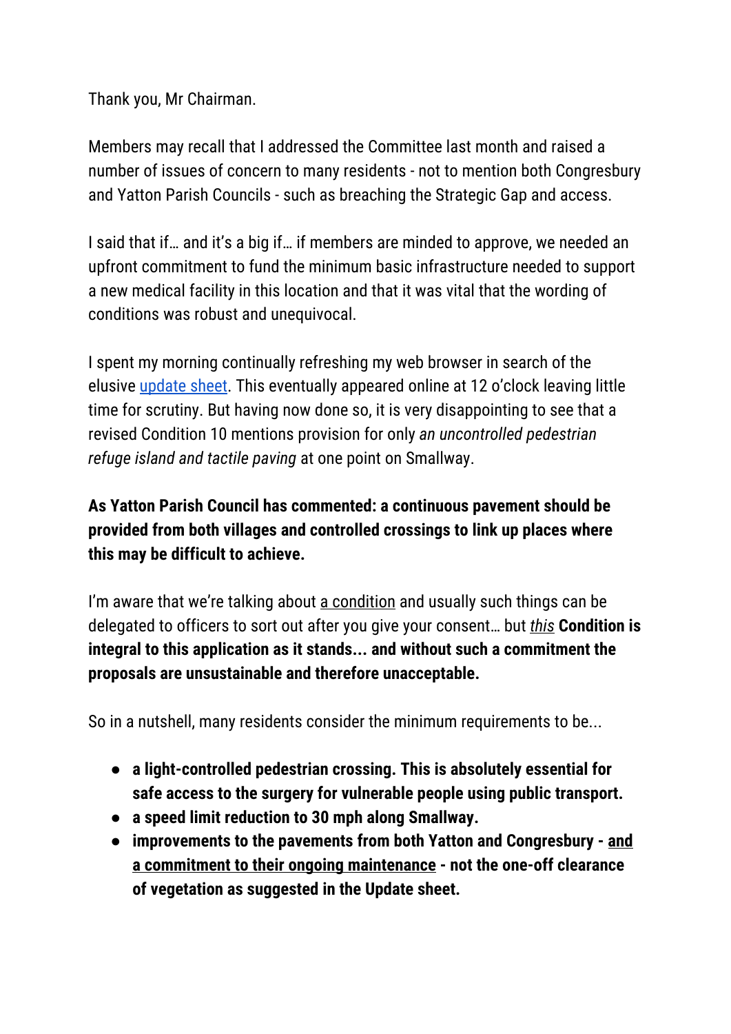Thank you, Mr Chairman.

Members may recall that I addressed the Committee last month and raised a number of issues of concern to many residents - not to mention both Congresbury and Yatton Parish Councils - such as breaching the Strategic Gap and access.

I said that if… and it's a big if… if members are minded to approve, we needed an upfront commitment to fund the minimum basic infrastructure needed to support a new medical facility in this location and that it was vital that the wording of conditions was robust and unequivocal.

I spent my morning continually refreshing my web browser in search of the elusive update sheet. This eventually appeared online at 12 o'clock leaving little time for scrutiny. But having now done so, it is very disappointing to see that a revised Condition 10 mentions provision for only *an uncontrolled pedestrian refuge island and tactile paving* at one point on Smallway.

**As Yatton Parish Council has commented: a continuous pavement should be provided from both villages and controlled crossings to link up places where this may be difficult to achieve.**

I'm aware that we're talking about <u>a condition</u> and usually such things can be delegated to officers to sort out after you give your consent… but <u>*this*</u> **Condition is integral to this application as it stands... and without such a commitment the proposals are unsustainable and therefore unacceptable.**

So in a nutshell, many residents consider the minimum requirements to be...

- **a light-controlled pedestrian crossing. This is absolutely essential for safe access to the surgery for vulnerable people using public transport.**
- **a speed limit reduction to 30 mph along Smallway.**
- **improvements to the pavements from both Yatton and Congresbury - <u>and a commitment to their ongoing maintenance</u> - not the one-off clearance of vegetation as suggested in the Update sheet.**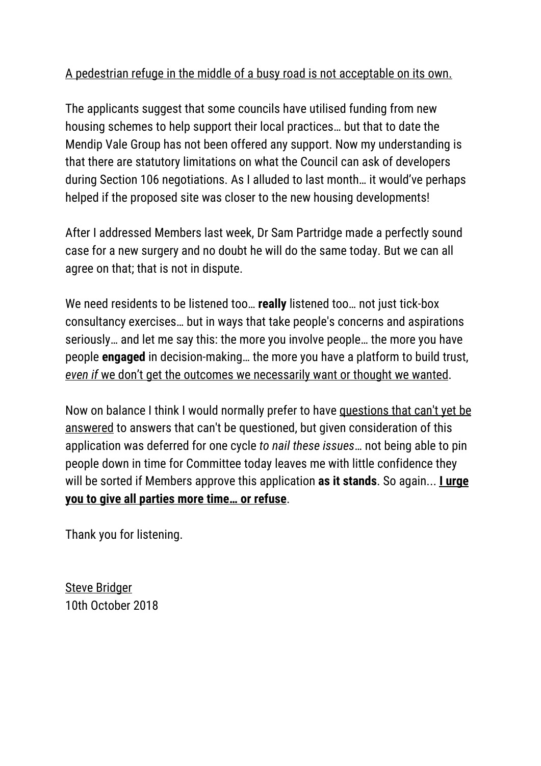<u>A pedestrian refuge in the middle of a busy road is not acceptable on its own.</u>

The applicants suggest that some councils have utilised funding from new housing schemes to help support their local practices… but that to date the Mendip Vale Group has not been offered any support. Now my understanding is that there are statutory limitations on what the Council can ask of developers during Section 106 negotiations. As I alluded to last month… it would've perhaps helped if the proposed site was closer to the new housing developments!

After I addressed Members last week, Dr Sam Partridge made a perfectly sound case for a new surgery and no doubt he will do the same today. But we can all agree on that; that is not in dispute.

We need residents to be listened too… **really** listened too… not just tick-box consultancy exercises… but in ways that take people's concerns and aspirations seriously… and let me say this: the more you involve people… the more you have people **engaged** in decision-making… the more you have a platform to build trust, <u>*even if* we don't get the outcomes we necessarily want or thought we wanted</u>.

Now on balance I think I would normally prefer to have <u>questions that can't yet be answered</u> to answers that can't be questioned, but given consideration of this application was deferred for one cycle *to nail these issues*… not being able to pin people down in time for Committee today leaves me with little confidence they will be sorted if Members approve this application **as it stands**. So again... **<u>I urge you to give all parties more time… or refuse</u>**.

Thank you for listening.

<u>Steve Bridger</u>
10th October 2018